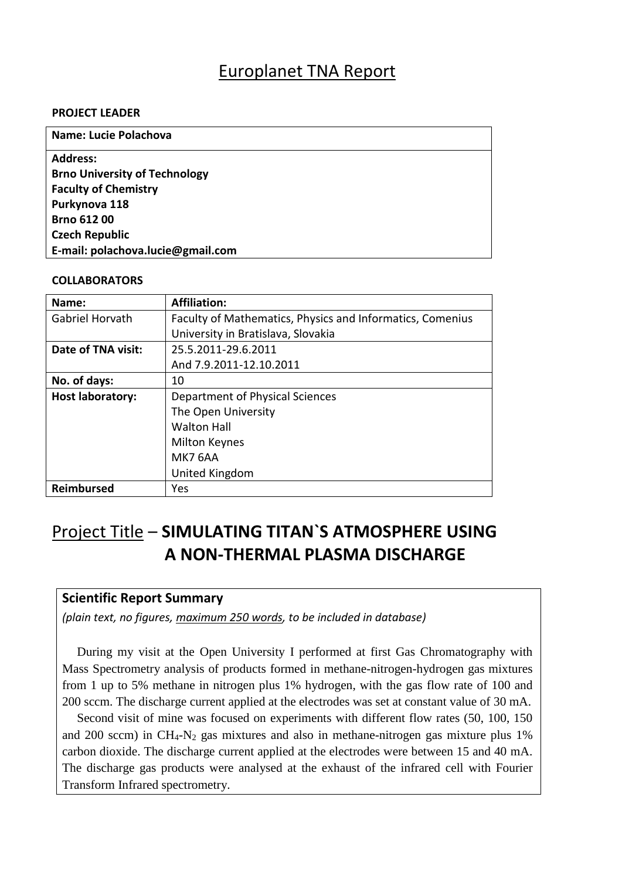# Europlanet TNA Report

**PROJECT LEADER**

| **Name: Lucie Polachova** |
|---|
| **Address:**<br>**Brno University of Technology**<br>**Faculty of Chemistry**<br>**Purkynova 118**<br>**Brno 612 00**<br>**Czech Republic**<br>**E-mail: polachova.lucie@gmail.com** |

**COLLABORATORS**

| **Name:** | **Affiliation:** |
|---|---|
| Gabriel Horvath | Faculty of Mathematics, Physics and Informatics, Comenius University in Bratislava, Slovakia |
| **Date of TNA visit:** | 25.5.2011-29.6.2011<br>And 7.9.2011-12.10.2011 |
| **No. of days:** | 10 |
| **Host laboratory:** | Department of Physical Sciences<br>The Open University<br>Walton Hall<br>Milton Keynes<br>MK7 6AA<br>United Kingdom |
| **Reimbursed** | Yes |

## Project Title – **SIMULATING TITAN`S ATMOSPHERE USING A NON-THERMAL PLASMA DISCHARGE**

### Scientific Report Summary

*(plain text, no figures, maximum 250 words, to be included in database)*

During my visit at the Open University I performed at first Gas Chromatography with Mass Spectrometry analysis of products formed in methane-nitrogen-hydrogen gas mixtures from 1 up to 5% methane in nitrogen plus 1% hydrogen, with the gas flow rate of 100 and 200 sccm. The discharge current applied at the electrodes was set at constant value of 30 mA.

Second visit of mine was focused on experiments with different flow rates (50, 100, 150 and 200 sccm) in $CH_4$-$N_2$ gas mixtures and also in methane-nitrogen gas mixture plus 1% carbon dioxide. The discharge current applied at the electrodes were between 15 and 40 mA. The discharge gas products were analysed at the exhaust of the infrared cell with Fourier Transform Infrared spectrometry.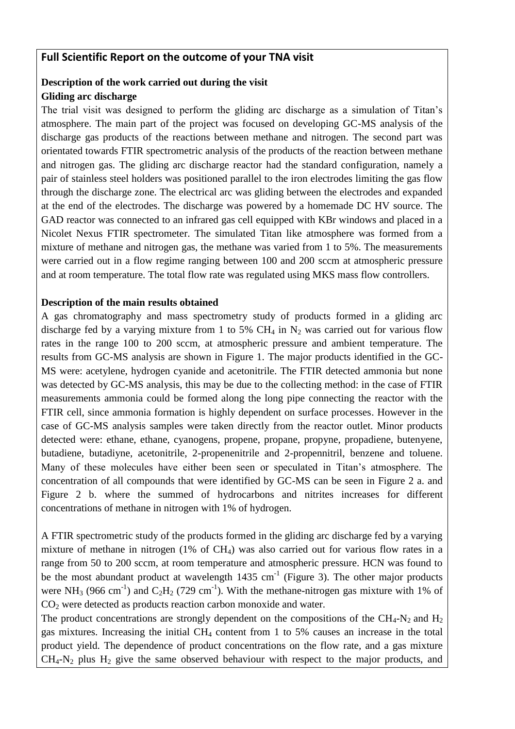## Full Scientific Report on the outcome of your TNA visit

### Description of the work carried out during the visit

**Gliding arc discharge**

The trial visit was designed to perform the gliding arc discharge as a simulation of Titan's atmosphere. The main part of the project was focused on developing GC-MS analysis of the discharge gas products of the reactions between methane and nitrogen. The second part was orientated towards FTIR spectrometric analysis of the products of the reaction between methane and nitrogen gas. The gliding arc discharge reactor had the standard configuration, namely a pair of stainless steel holders was positioned parallel to the iron electrodes limiting the gas flow through the discharge zone. The electrical arc was gliding between the electrodes and expanded at the end of the electrodes. The discharge was powered by a homemade DC HV source. The GAD reactor was connected to an infrared gas cell equipped with KBr windows and placed in a Nicolet Nexus FTIR spectrometer. The simulated Titan like atmosphere was formed from a mixture of methane and nitrogen gas, the methane was varied from 1 to 5%. The measurements were carried out in a flow regime ranging between 100 and 200 sccm at atmospheric pressure and at room temperature. The total flow rate was regulated using MKS mass flow controllers.

### Description of the main results obtained

A gas chromatography and mass spectrometry study of products formed in a gliding arc discharge fed by a varying mixture from 1 to 5% $CH_4$ in $N_2$ was carried out for various flow rates in the range 100 to 200 sccm, at atmospheric pressure and ambient temperature. The results from GC-MS analysis are shown in Figure 1. The major products identified in the GC-MS were: acetylene, hydrogen cyanide and acetonitrile. The FTIR detected ammonia but none was detected by GC-MS analysis, this may be due to the collecting method: in the case of FTIR measurements ammonia could be formed along the long pipe connecting the reactor with the FTIR cell, since ammonia formation is highly dependent on surface processes. However in the case of GC-MS analysis samples were taken directly from the reactor outlet. Minor products detected were: ethane, ethane, cyanogens, propene, propane, propyne, propadiene, butenyene, butadiene, butadiyne, acetonitrile, 2-propenenitrile and 2-propennitril, benzene and toluene. Many of these molecules have either been seen or speculated in Titan's atmosphere. The concentration of all compounds that were identified by GC-MS can be seen in Figure 2 a. and Figure 2 b. where the summed of hydrocarbons and nitrites increases for different concentrations of methane in nitrogen with 1% of hydrogen.

A FTIR spectrometric study of the products formed in the gliding arc discharge fed by a varying mixture of methane in nitrogen (1% of $CH_4$) was also carried out for various flow rates in a range from 50 to 200 sccm, at room temperature and atmospheric pressure. HCN was found to be the most abundant product at wavelength 1435 $cm^{-1}$ (Figure 3). The other major products were $NH_3$ (966 $cm^{-1}$) and $C_2H_2$ (729 $cm^{-1}$). With the methane-nitrogen gas mixture with 1% of $CO_2$ were detected as products reaction carbon monoxide and water.

The product concentrations are strongly dependent on the compositions of the $CH_4$-$N_2$ and $H_2$ gas mixtures. Increasing the initial $CH_4$ content from 1 to 5% causes an increase in the total product yield. The dependence of product concentrations on the flow rate, and a gas mixture $CH_4$-$N_2$ plus $H_2$ give the same observed behaviour with respect to the major products, and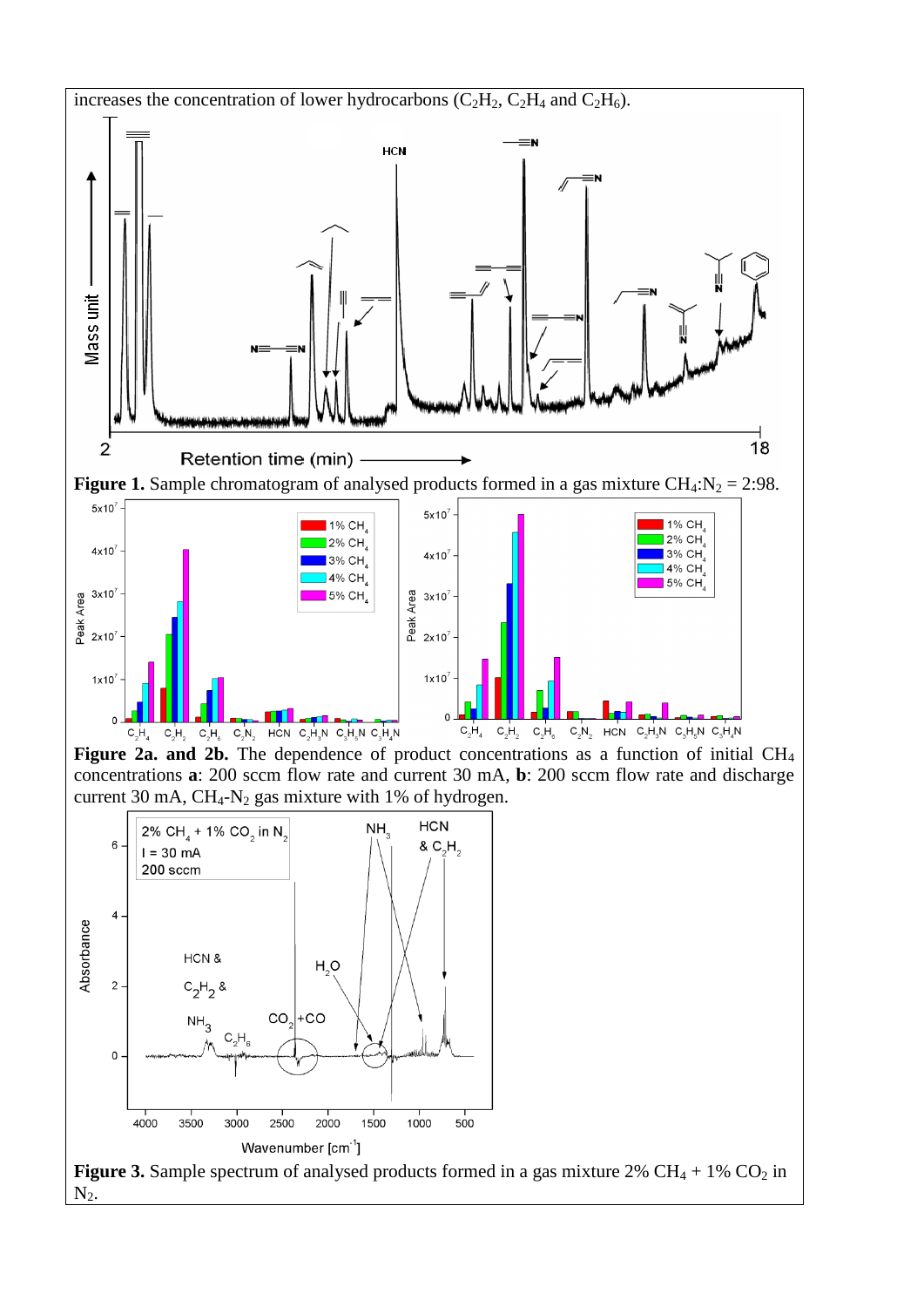increases the concentration of lower hydrocarbons ($C_2H_2$, $C_2H_4$ and $C_2H_6$).

**Figure 1.** Sample chromatogram of analysed products formed in a gas mixture $CH_4$:$N_2$ = 2:98.

**Figure 2a. and 2b.** The dependence of product concentrations as a function of initial $CH_4$ concentrations **a**: 200 sccm flow rate and current 30 mA, **b**: 200 sccm flow rate and discharge current 30 mA, $CH_4$-$N_2$ gas mixture with 1% of hydrogen.

**Figure 3.** Sample spectrum of analysed products formed in a gas mixture 2% $CH_4$ + 1% $CO_2$ in $N_2$.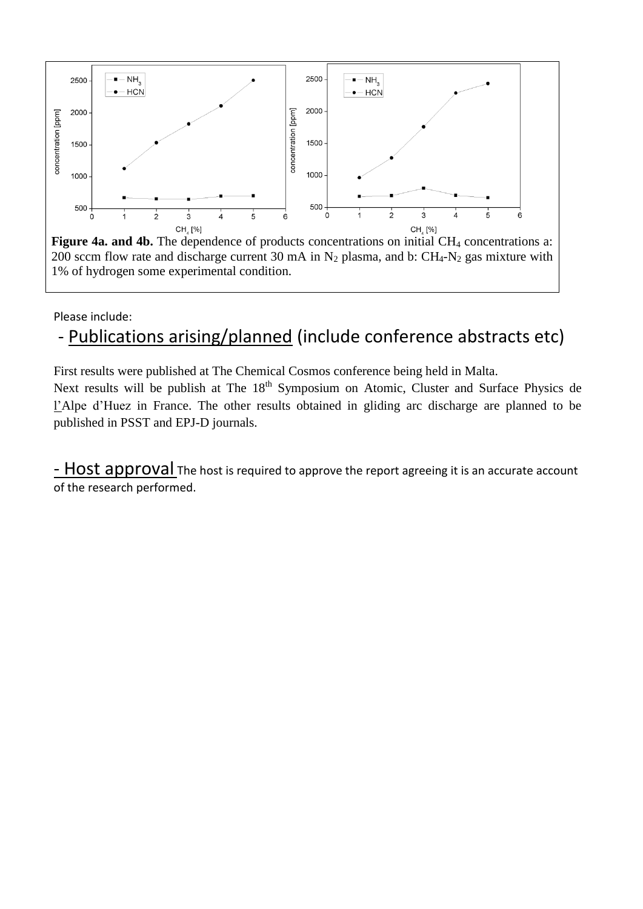NH3
HCN
2500
2000
1500
1000
500
concentration [ppm]
0 1 2 3 4 5 6
CH4 [%]

NH3
HCN
2500
2000
1500
1000
500
concentration [ppm]
0 1 2 3 4 5 6
CH4 [%]

**Figure 4a. and 4b.** The dependence of products concentrations on initial $CH_4$ concentrations a: 200 sccm flow rate and discharge current 30 mA in $N_2$ plasma, and b: $CH_4$-$N_2$ gas mixture with 1% of hydrogen some experimental condition.

Please include:

## - Publications arising/planned (include conference abstracts etc)

First results were published at The Chemical Cosmos conference being held in Malta.
Next results will be publish at The 18th Symposium on Atomic, Cluster and Surface Physics de l'Alpe d'Huez in France. The other results obtained in gliding arc discharge are planned to be published in PSST and EPJ-D journals.

## - Host approval

The host is required to approve the report agreeing it is an accurate account of the research performed.